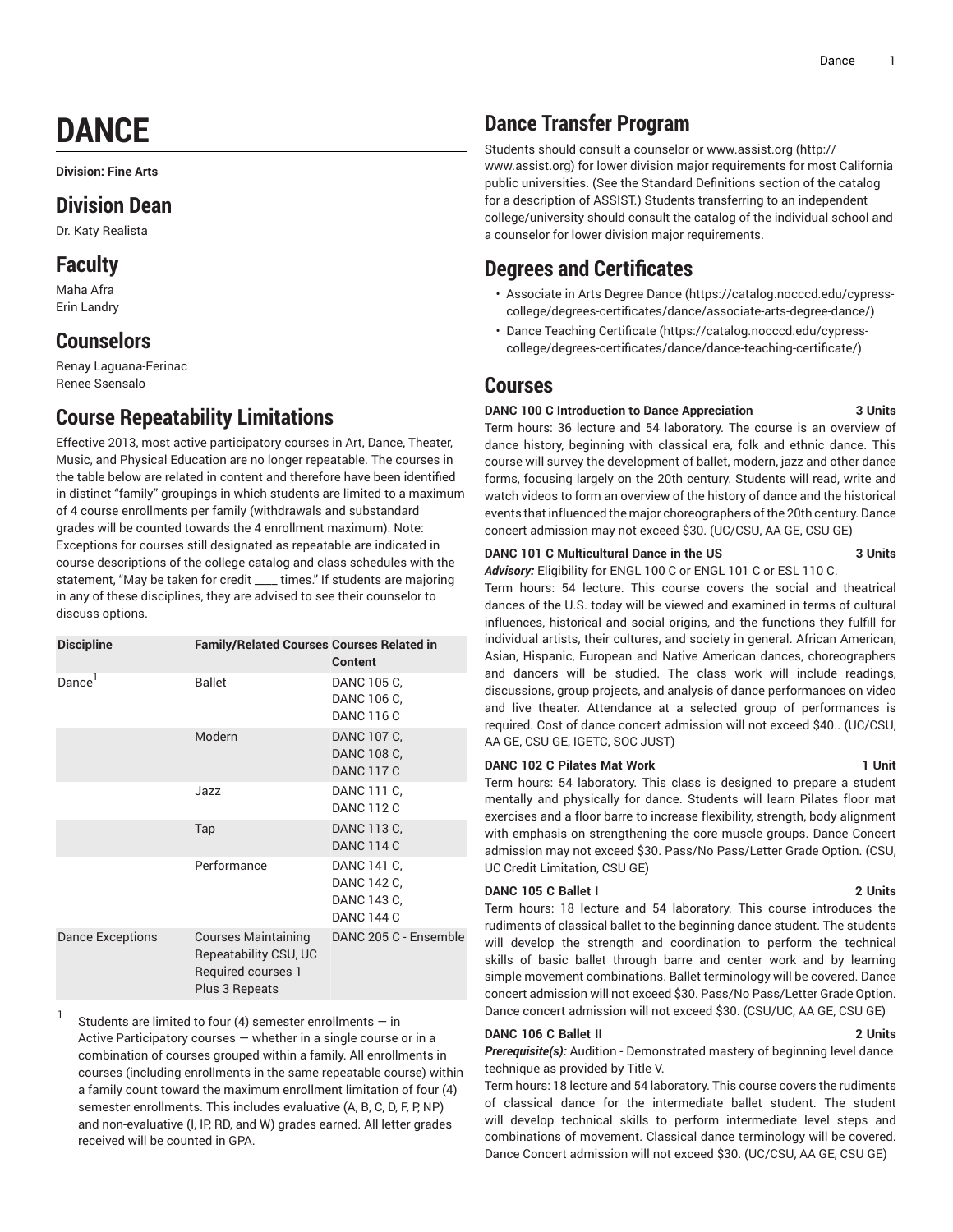# DANCE

**Division: Fine Arts**

## Division Dean

Dr. Katy Realista

## Faculty

Maha Afra
Erin Landry

## Counselors

Renay Laguana-Ferinac
Renee Ssensalo

## Course Repeatability Limitations

Effective 2013, most active participatory courses in Art, Dance, Theater, Music, and Physical Education are no longer repeatable. The courses in the table below are related in content and therefore have been identified in distinct "family" groupings in which students are limited to a maximum of 4 course enrollments per family (withdrawals and substandard grades will be counted towards the 4 enrollment maximum). Note: Exceptions for courses still designated as repeatable are indicated in course descriptions of the college catalog and class schedules with the statement, "May be taken for credit ____ times." If students are majoring in any of these disciplines, they are advised to see their counselor to discuss options.

| Discipline | Family/Related Courses | Courses Related in Content |
|---|---|---|
| Dance[1] | Ballet | DANC 105 C, DANC 106 C, DANC 116 C |
| | Modern | DANC 107 C, DANC 108 C, DANC 117 C |
| | Jazz | DANC 111 C, DANC 112 C |
| | Tap | DANC 113 C, DANC 114 C |
| | Performance | DANC 141 C, DANC 142 C, DANC 143 C, DANC 144 C |
| Dance Exceptions | Courses Maintaining Repeatability CSU, UC Required courses 1 Plus 3 Repeats | DANC 205 C - Ensemble |

[1] Students are limited to four (4) semester enrollments — in Active Participatory courses — whether in a single course or in a combination of courses grouped within a family. All enrollments in courses (including enrollments in the same repeatable course) within a family count toward the maximum enrollment limitation of four (4) semester enrollments. This includes evaluative (A, B, C, D, F, P, NP) and non-evaluative (I, IP, RD, and W) grades earned. All letter grades received will be counted in GPA.

## Dance Transfer Program

Students should consult a counselor or www.assist.org (http://www.assist.org) for lower division major requirements for most California public universities. (See the Standard Definitions section of the catalog for a description of ASSIST.) Students transferring to an independent college/university should consult the catalog of the individual school and a counselor for lower division major requirements.

## Degrees and Certificates

- Associate in Arts Degree Dance (https://catalog.nocccd.edu/cypress-college/degrees-certificates/dance/associate-arts-degree-dance/)
- Dance Teaching Certificate (https://catalog.nocccd.edu/cypress-college/degrees-certificates/dance/dance-teaching-certificate/)

## Courses

**DANC 100 C Introduction to Dance Appreciation 3 Units**

Term hours: 36 lecture and 54 laboratory. The course is an overview of dance history, beginning with classical era, folk and ethnic dance. This course will survey the development of ballet, modern, jazz and other dance forms, focusing largely on the 20th century. Students will read, write and watch videos to form an overview of the history of dance and the historical events that influenced the major choreographers of the 20th century. Dance concert admission may not exceed $30. (UC/CSU, AA GE, CSU GE)

**DANC 101 C Multicultural Dance in the US 3 Units**

***Advisory:*** Eligibility for ENGL 100 C or ENGL 101 C or ESL 110 C.

Term hours: 54 lecture. This course covers the social and theatrical dances of the U.S. today will be viewed and examined in terms of cultural influences, historical and social origins, and the functions they fulfill for individual artists, their cultures, and society in general. African American, Asian, Hispanic, European and Native American dances, choreographers and dancers will be studied. The class work will include readings, discussions, group projects, and analysis of dance performances on video and live theater. Attendance at a selected group of performances is required. Cost of dance concert admission will not exceed $40.. (UC/CSU, AA GE, CSU GE, IGETC, SOC JUST)

**DANC 102 C Pilates Mat Work 1 Unit**

Term hours: 54 laboratory. This class is designed to prepare a student mentally and physically for dance. Students will learn Pilates floor mat exercises and a floor barre to increase flexibility, strength, body alignment with emphasis on strengthening the core muscle groups. Dance Concert admission may not exceed $30. Pass/No Pass/Letter Grade Option. (CSU, UC Credit Limitation, CSU GE)

**DANC 105 C Ballet I 2 Units**

Term hours: 18 lecture and 54 laboratory. This course introduces the rudiments of classical ballet to the beginning dance student. The students will develop the strength and coordination to perform the technical skills of basic ballet through barre and center work and by learning simple movement combinations. Ballet terminology will be covered. Dance concert admission will not exceed $30. Pass/No Pass/Letter Grade Option. Dance concert admission will not exceed $30. (CSU/UC, AA GE, CSU GE)

**DANC 106 C Ballet II 2 Units**

***Prerequisite(s):*** Audition - Demonstrated mastery of beginning level dance technique as provided by Title V.

Term hours: 18 lecture and 54 laboratory. This course covers the rudiments of classical dance for the intermediate ballet student. The student will develop technical skills to perform intermediate level steps and combinations of movement. Classical dance terminology will be covered. Dance Concert admission will not exceed $30. (UC/CSU, AA GE, CSU GE)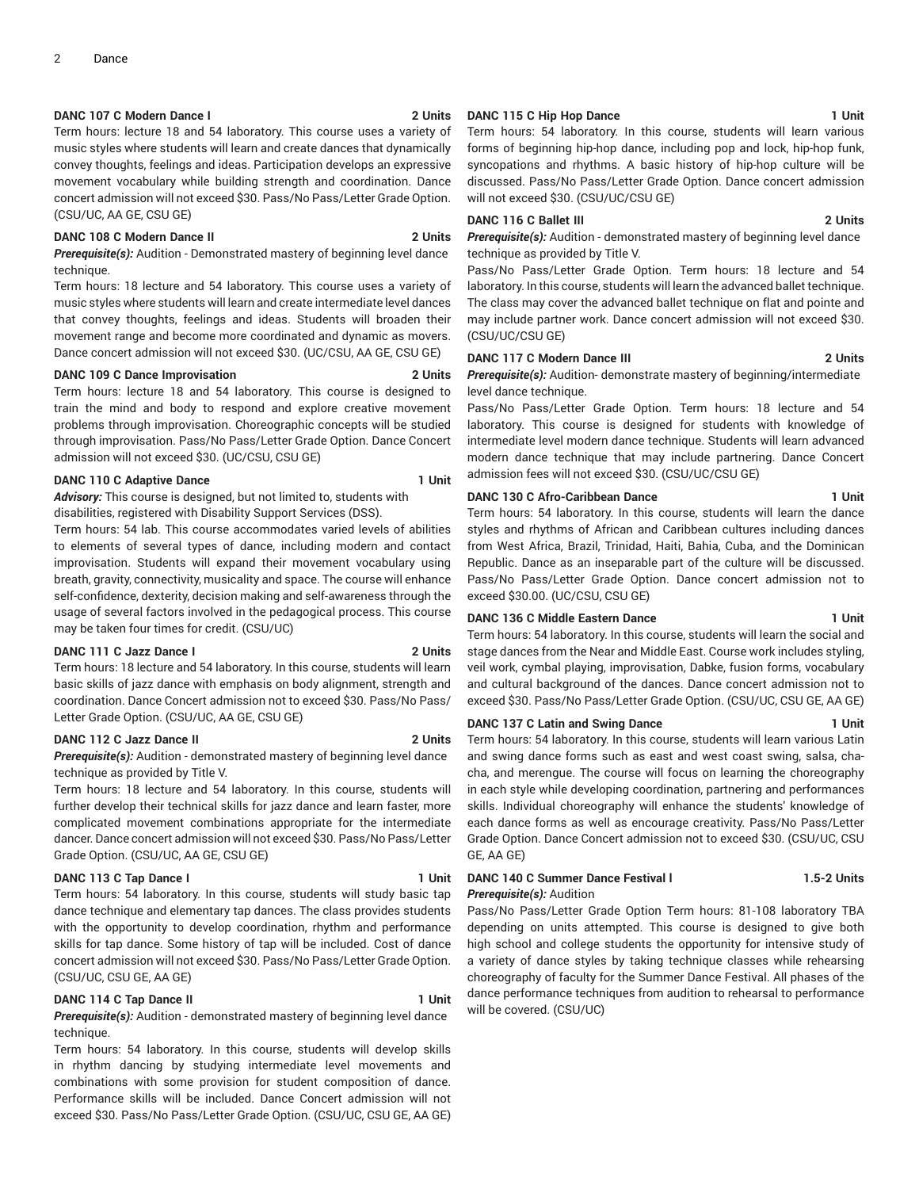### DANC 107 C Modern Dance I — 2 Units

Term hours: lecture 18 and 54 laboratory. This course uses a variety of music styles where students will learn and create dances that dynamically convey thoughts, feelings and ideas. Participation develops an expressive movement vocabulary while building strength and coordination. Dance concert admission will not exceed $30. Pass/No Pass/Letter Grade Option. (CSU/UC, AA GE, CSU GE)

### DANC 108 C Modern Dance II — 2 Units

***Prerequisite(s):*** Audition - Demonstrated mastery of beginning level dance technique.

Term hours: 18 lecture and 54 laboratory. This course uses a variety of music styles where students will learn and create intermediate level dances that convey thoughts, feelings and ideas. Students will broaden their movement range and become more coordinated and dynamic as movers. Dance concert admission will not exceed $30. (UC/CSU, AA GE, CSU GE)

### DANC 109 C Dance Improvisation — 2 Units

Term hours: lecture 18 and 54 laboratory. This course is designed to train the mind and body to respond and explore creative movement problems through improvisation. Choreographic concepts will be studied through improvisation. Pass/No Pass/Letter Grade Option. Dance Concert admission will not exceed $30. (UC/CSU, CSU GE)

### DANC 110 C Adaptive Dance — 1 Unit

***Advisory:*** This course is designed, but not limited to, students with disabilities, registered with Disability Support Services (DSS).

Term hours: 54 lab. This course accommodates varied levels of abilities to elements of several types of dance, including modern and contact improvisation. Students will expand their movement vocabulary using breath, gravity, connectivity, musicality and space. The course will enhance self-confidence, dexterity, decision making and self-awareness through the usage of several factors involved in the pedagogical process. This course may be taken four times for credit. (CSU/UC)

### DANC 111 C Jazz Dance I — 2 Units

Term hours: 18 lecture and 54 laboratory. In this course, students will learn basic skills of jazz dance with emphasis on body alignment, strength and coordination. Dance Concert admission not to exceed $30. Pass/No Pass/Letter Grade Option. (CSU/UC, AA GE, CSU GE)

### DANC 112 C Jazz Dance II — 2 Units

***Prerequisite(s):*** Audition - demonstrated mastery of beginning level dance technique as provided by Title V.

Term hours: 18 lecture and 54 laboratory. In this course, students will further develop their technical skills for jazz dance and learn faster, more complicated movement combinations appropriate for the intermediate dancer. Dance concert admission will not exceed $30. Pass/No Pass/Letter Grade Option. (CSU/UC, AA GE, CSU GE)

### DANC 113 C Tap Dance I — 1 Unit

Term hours: 54 laboratory. In this course, students will study basic tap dance technique and elementary tap dances. The class provides students with the opportunity to develop coordination, rhythm and performance skills for tap dance. Some history of tap will be included. Cost of dance concert admission will not exceed $30. Pass/No Pass/Letter Grade Option. (CSU/UC, CSU GE, AA GE)

### DANC 114 C Tap Dance II — 1 Unit

***Prerequisite(s):*** Audition - demonstrated mastery of beginning level dance technique.

Term hours: 54 laboratory. In this course, students will develop skills in rhythm dancing by studying intermediate level movements and combinations with some provision for student composition of dance. Performance skills will be included. Dance Concert admission will not exceed $30. Pass/No Pass/Letter Grade Option. (CSU/UC, CSU GE, AA GE)

### DANC 115 C Hip Hop Dance — 1 Unit

Term hours: 54 laboratory. In this course, students will learn various forms of beginning hip-hop dance, including pop and lock, hip-hop funk, syncopations and rhythms. A basic history of hip-hop culture will be discussed. Pass/No Pass/Letter Grade Option. Dance concert admission will not exceed $30. (CSU/UC/CSU GE)

### DANC 116 C Ballet III — 2 Units

***Prerequisite(s):*** Audition - demonstrated mastery of beginning level dance technique as provided by Title V.

Pass/No Pass/Letter Grade Option. Term hours: 18 lecture and 54 laboratory. In this course, students will learn the advanced ballet technique. The class may cover the advanced ballet technique on flat and pointe and may include partner work. Dance concert admission will not exceed $30. (CSU/UC/CSU GE)

### DANC 117 C Modern Dance III — 2 Units

***Prerequisite(s):*** Audition- demonstrate mastery of beginning/intermediate level dance technique.

Pass/No Pass/Letter Grade Option. Term hours: 18 lecture and 54 laboratory. This course is designed for students with knowledge of intermediate level modern dance technique. Students will learn advanced modern dance technique that may include partnering. Dance Concert admission fees will not exceed $30. (CSU/UC/CSU GE)

### DANC 130 C Afro-Caribbean Dance — 1 Unit

Term hours: 54 laboratory. In this course, students will learn the dance styles and rhythms of African and Caribbean cultures including dances from West Africa, Brazil, Trinidad, Haiti, Bahia, Cuba, and the Dominican Republic. Dance as an inseparable part of the culture will be discussed. Pass/No Pass/Letter Grade Option. Dance concert admission not to exceed $30.00. (UC/CSU, CSU GE)

### DANC 136 C Middle Eastern Dance — 1 Unit

Term hours: 54 laboratory. In this course, students will learn the social and stage dances from the Near and Middle East. Course work includes styling, veil work, cymbal playing, improvisation, Dabke, fusion forms, vocabulary and cultural background of the dances. Dance concert admission not to exceed $30. Pass/No Pass/Letter Grade Option. (CSU/UC, CSU GE, AA GE)

### DANC 137 C Latin and Swing Dance — 1 Unit

Term hours: 54 laboratory. In this course, students will learn various Latin and swing dance forms such as east and west coast swing, salsa, cha-cha, and merengue. The course will focus on learning the choreography in each style while developing coordination, partnering and performances skills. Individual choreography will enhance the students' knowledge of each dance forms as well as encourage creativity. Pass/No Pass/Letter Grade Option. Dance Concert admission not to exceed $30. (CSU/UC, CSU GE, AA GE)

### DANC 140 C Summer Dance Festival l — 1.5-2 Units

***Prerequisite(s):*** Audition

Pass/No Pass/Letter Grade Option Term hours: 81-108 laboratory TBA depending on units attempted. This course is designed to give both high school and college students the opportunity for intensive study of a variety of dance styles by taking technique classes while rehearsing choreography of faculty for the Summer Dance Festival. All phases of the dance performance techniques from audition to rehearsal to performance will be covered. (CSU/UC)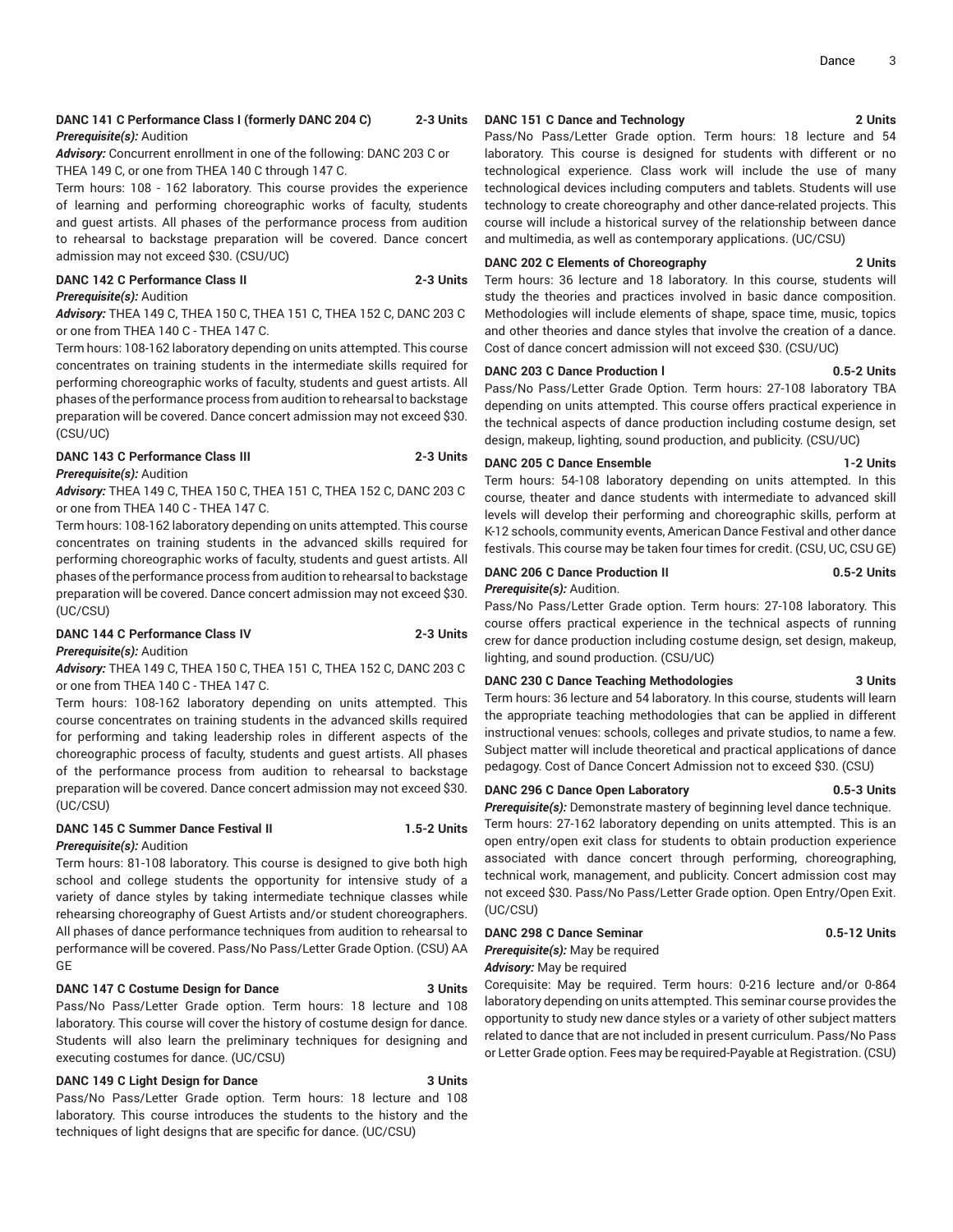**DANC 141 C Performance Class I (formerly DANC 204 C) 2-3 Units**

***Prerequisite(s):*** Audition

***Advisory:*** Concurrent enrollment in one of the following: DANC 203 C or THEA 149 C, or one from THEA 140 C through 147 C.

Term hours: 108 - 162 laboratory. This course provides the experience of learning and performing choreographic works of faculty, students and guest artists. All phases of the performance process from audition to rehearsal to backstage preparation will be covered. Dance concert admission may not exceed $30. (CSU/UC)

**DANC 142 C Performance Class II 2-3 Units**

***Prerequisite(s):*** Audition

***Advisory:*** THEA 149 C, THEA 150 C, THEA 151 C, THEA 152 C, DANC 203 C or one from THEA 140 C - THEA 147 C.

Term hours: 108-162 laboratory depending on units attempted. This course concentrates on training students in the intermediate skills required for performing choreographic works of faculty, students and guest artists. All phases of the performance process from audition to rehearsal to backstage preparation will be covered. Dance concert admission may not exceed $30. (CSU/UC)

**DANC 143 C Performance Class III 2-3 Units**

***Prerequisite(s):*** Audition

***Advisory:*** THEA 149 C, THEA 150 C, THEA 151 C, THEA 152 C, DANC 203 C or one from THEA 140 C - THEA 147 C.

Term hours: 108-162 laboratory depending on units attempted. This course concentrates on training students in the advanced skills required for performing choreographic works of faculty, students and guest artists. All phases of the performance process from audition to rehearsal to backstage preparation will be covered. Dance concert admission may not exceed $30. (UC/CSU)

**DANC 144 C Performance Class IV 2-3 Units**

***Prerequisite(s):*** Audition

***Advisory:*** THEA 149 C, THEA 150 C, THEA 151 C, THEA 152 C, DANC 203 C or one from THEA 140 C - THEA 147 C.

Term hours: 108-162 laboratory depending on units attempted. This course concentrates on training students in the advanced skills required for performing and taking leadership roles in different aspects of the choreographic process of faculty, students and guest artists. All phases of the performance process from audition to rehearsal to backstage preparation will be covered. Dance concert admission may not exceed $30. (UC/CSU)

**DANC 145 C Summer Dance Festival II 1.5-2 Units**

***Prerequisite(s):*** Audition

Term hours: 81-108 laboratory. This course is designed to give both high school and college students the opportunity for intensive study of a variety of dance styles by taking intermediate technique classes while rehearsing choreography of Guest Artists and/or student choreographers. All phases of dance performance techniques from audition to rehearsal to performance will be covered. Pass/No Pass/Letter Grade Option. (CSU) AA GE

**DANC 147 C Costume Design for Dance 3 Units**

Pass/No Pass/Letter Grade option. Term hours: 18 lecture and 108 laboratory. This course will cover the history of costume design for dance. Students will also learn the preliminary techniques for designing and executing costumes for dance. (UC/CSU)

**DANC 149 C Light Design for Dance 3 Units**

Pass/No Pass/Letter Grade option. Term hours: 18 lecture and 108 laboratory. This course introduces the students to the history and the techniques of light designs that are specific for dance. (UC/CSU)

**DANC 151 C Dance and Technology 2 Units**

Pass/No Pass/Letter Grade option. Term hours: 18 lecture and 54 laboratory. This course is designed for students with different or no technological experience. Class work will include the use of many technological devices including computers and tablets. Students will use technology to create choreography and other dance-related projects. This course will include a historical survey of the relationship between dance and multimedia, as well as contemporary applications. (UC/CSU)

**DANC 202 C Elements of Choreography 2 Units**

Term hours: 36 lecture and 18 laboratory. In this course, students will study the theories and practices involved in basic dance composition. Methodologies will include elements of shape, space time, music, topics and other theories and dance styles that involve the creation of a dance. Cost of dance concert admission will not exceed $30. (CSU/UC)

**DANC 203 C Dance Production I 0.5-2 Units**

Pass/No Pass/Letter Grade Option. Term hours: 27-108 laboratory TBA depending on units attempted. This course offers practical experience in the technical aspects of dance production including costume design, set design, makeup, lighting, sound production, and publicity. (CSU/UC)

**DANC 205 C Dance Ensemble 1-2 Units**

Term hours: 54-108 laboratory depending on units attempted. In this course, theater and dance students with intermediate to advanced skill levels will develop their performing and choreographic skills, perform at K-12 schools, community events, American Dance Festival and other dance festivals. This course may be taken four times for credit. (CSU, UC, CSU GE)

**DANC 206 C Dance Production II 0.5-2 Units**

***Prerequisite(s):*** Audition.

Pass/No Pass/Letter Grade option. Term hours: 27-108 laboratory. This course offers practical experience in the technical aspects of running crew for dance production including costume design, set design, makeup, lighting, and sound production. (CSU/UC)

**DANC 230 C Dance Teaching Methodologies 3 Units**

Term hours: 36 lecture and 54 laboratory. In this course, students will learn the appropriate teaching methodologies that can be applied in different instructional venues: schools, colleges and private studios, to name a few. Subject matter will include theoretical and practical applications of dance pedagogy. Cost of Dance Concert Admission not to exceed $30. (CSU)

**DANC 296 C Dance Open Laboratory 0.5-3 Units**

***Prerequisite(s):*** Demonstrate mastery of beginning level dance technique.

Term hours: 27-162 laboratory depending on units attempted. This is an open entry/open exit class for students to obtain production experience associated with dance concert through performing, choreographing, technical work, management, and publicity. Concert admission cost may not exceed $30. Pass/No Pass/Letter Grade option. Open Entry/Open Exit. (UC/CSU)

**DANC 298 C Dance Seminar 0.5-12 Units**

***Prerequisite(s):*** May be required

***Advisory:*** May be required

Corequisite: May be required. Term hours: 0-216 lecture and/or 0-864 laboratory depending on units attempted. This seminar course provides the opportunity to study new dance styles or a variety of other subject matters related to dance that are not included in present curriculum. Pass/No Pass or Letter Grade option. Fees may be required-Payable at Registration. (CSU)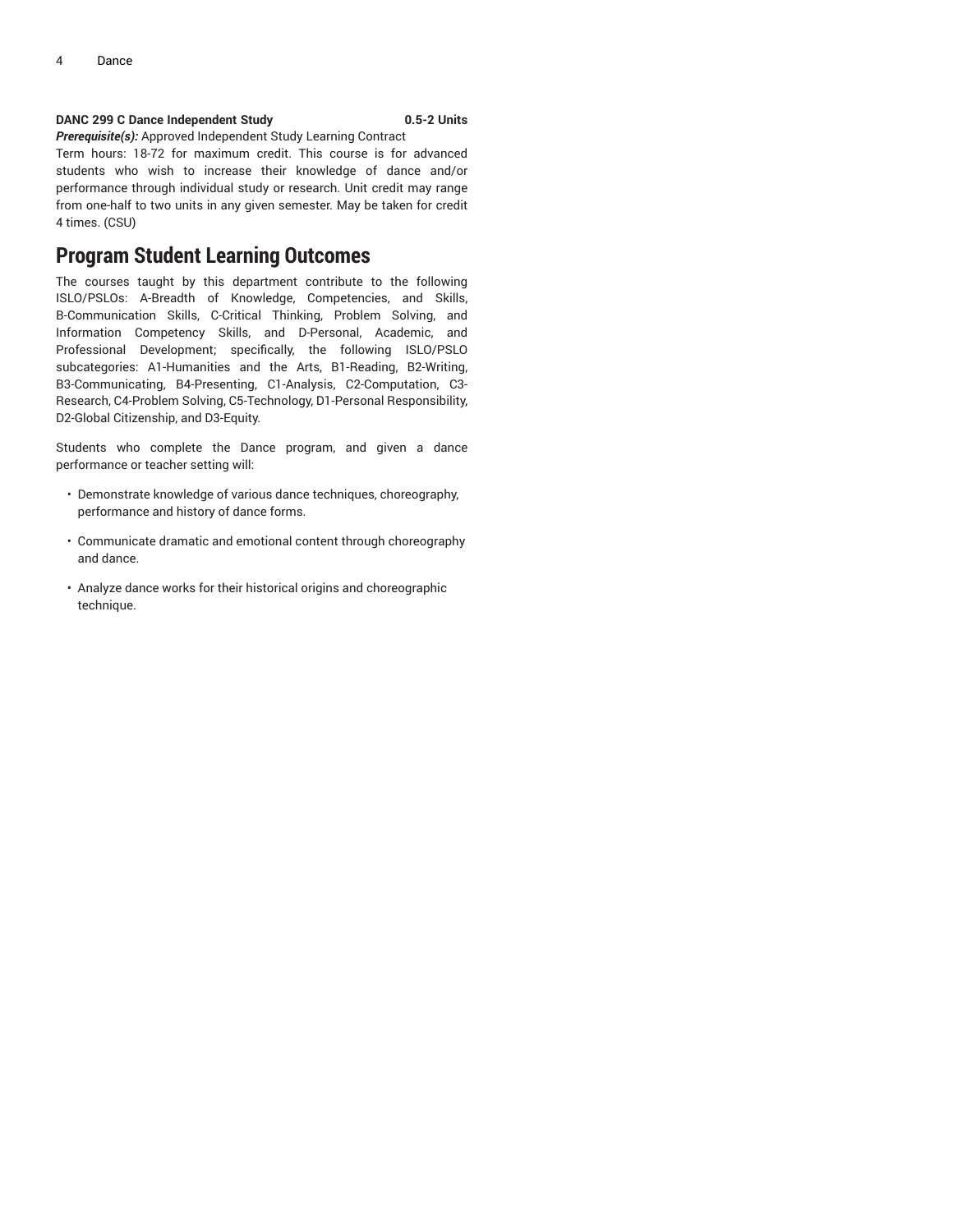**DANC 299 C Dance Independent Study 0.5-2 Units**

***Prerequisite(s):*** Approved Independent Study Learning Contract

Term hours: 18-72 for maximum credit. This course is for advanced students who wish to increase their knowledge of dance and/or performance through individual study or research. Unit credit may range from one-half to two units in any given semester. May be taken for credit 4 times. (CSU)

## Program Student Learning Outcomes

The courses taught by this department contribute to the following ISLO/PSLOs: A-Breadth of Knowledge, Competencies, and Skills, B-Communication Skills, C-Critical Thinking, Problem Solving, and Information Competency Skills, and D-Personal, Academic, and Professional Development; specifically, the following ISLO/PSLO subcategories: A1-Humanities and the Arts, B1-Reading, B2-Writing, B3-Communicating, B4-Presenting, C1-Analysis, C2-Computation, C3-Research, C4-Problem Solving, C5-Technology, D1-Personal Responsibility, D2-Global Citizenship, and D3-Equity.

Students who complete the Dance program, and given a dance performance or teacher setting will:

- Demonstrate knowledge of various dance techniques, choreography, performance and history of dance forms.
- Communicate dramatic and emotional content through choreography and dance.
- Analyze dance works for their historical origins and choreographic technique.